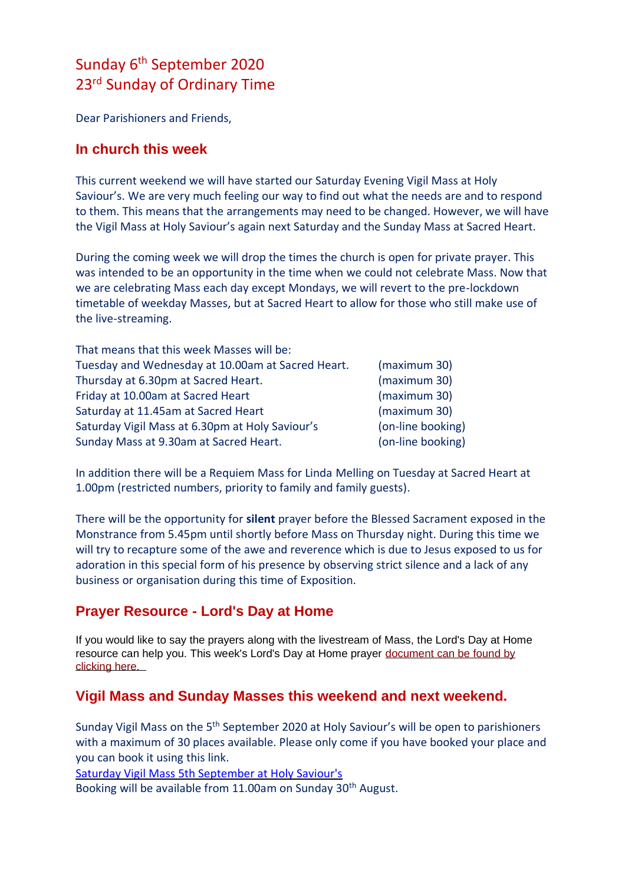# Sunday 6th September 2020
# 23rd Sunday of Ordinary Time

Dear Parishioners and Friends,

## In church this week

This current weekend we will have started our Saturday Evening Vigil Mass at Holy Saviour's. We are very much feeling our way to find out what the needs are and to respond to them. This means that the arrangements may need to be changed. However, we will have the Vigil Mass at Holy Saviour's again next Saturday and the Sunday Mass at Sacred Heart.

During the coming week we will drop the times the church is open for private prayer. This was intended to be an opportunity in the time when we could not celebrate Mass. Now that we are celebrating Mass each day except Mondays, we will revert to the pre-lockdown timetable of weekday Masses, but at Sacred Heart to allow for those who still make use of the live-streaming.

That means that this week Masses will be:

| | |
|---|---|
| Tuesday and Wednesday at 10.00am at Sacred Heart. | (maximum 30) |
| Thursday at 6.30pm at Sacred Heart. | (maximum 30) |
| Friday at 10.00am at Sacred Heart | (maximum 30) |
| Saturday at 11.45am at Sacred Heart | (maximum 30) |
| Saturday Vigil Mass at 6.30pm at Holy Saviour's | (on-line booking) |
| Sunday Mass at 9.30am at Sacred Heart. | (on-line booking) |

In addition there will be a Requiem Mass for Linda Melling on Tuesday at Sacred Heart at 1.00pm (restricted numbers, priority to family and family guests).

There will be the opportunity for **silent** prayer before the Blessed Sacrament exposed in the Monstrance from 5.45pm until shortly before Mass on Thursday night. During this time we will try to recapture some of the awe and reverence which is due to Jesus exposed to us for adoration in this special form of his presence by observing strict silence and a lack of any business or organisation during this time of Exposition.

## Prayer Resource - Lord's Day at Home

If you would like to say the prayers along with the livestream of Mass, the Lord's Day at Home resource can help you. This week's Lord's Day at Home prayer document can be found by clicking here.

## Vigil Mass and Sunday Masses this weekend and next weekend.

Sunday Vigil Mass on the 5th September 2020 at Holy Saviour's will be open to parishioners with a maximum of 30 places available. Please only come if you have booked your place and you can book it using this link.

Saturday Vigil Mass 5th September at Holy Saviour's

Booking will be available from 11.00am on Sunday 30th August.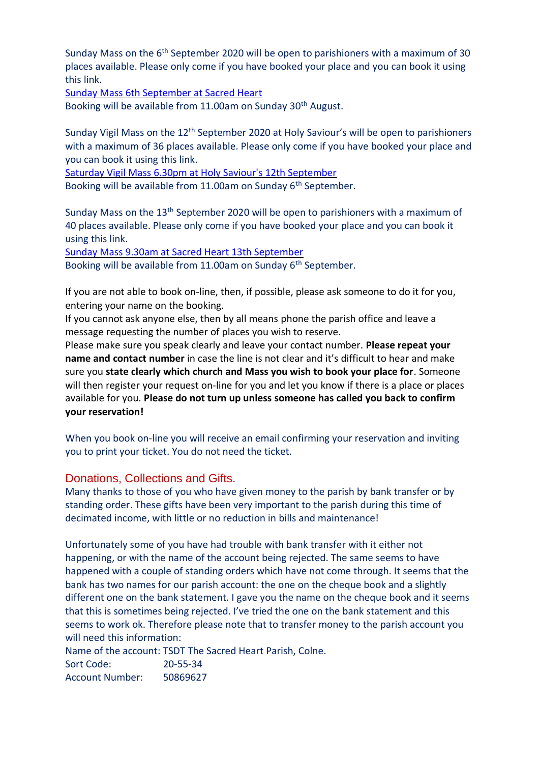Sunday Mass on the 6th September 2020 will be open to parishioners with a maximum of 30 places available. Please only come if you have booked your place and you can book it using this link.

Sunday Mass 6th September at Sacred Heart

Booking will be available from 11.00am on Sunday 30th August.

Sunday Vigil Mass on the 12th September 2020 at Holy Saviour's will be open to parishioners with a maximum of 36 places available. Please only come if you have booked your place and you can book it using this link.

Saturday Vigil Mass 6.30pm at Holy Saviour's 12th September

Booking will be available from 11.00am on Sunday 6th September.

Sunday Mass on the 13th September 2020 will be open to parishioners with a maximum of 40 places available. Please only come if you have booked your place and you can book it using this link.

Sunday Mass 9.30am at Sacred Heart 13th September

Booking will be available from 11.00am on Sunday 6th September.

If you are not able to book on-line, then, if possible, please ask someone to do it for you, entering your name on the booking.

If you cannot ask anyone else, then by all means phone the parish office and leave a message requesting the number of places you wish to reserve.

Please make sure you speak clearly and leave your contact number. **Please repeat your name and contact number** in case the line is not clear and it's difficult to hear and make sure you **state clearly which church and Mass you wish to book your place for**. Someone will then register your request on-line for you and let you know if there is a place or places available for you. **Please do not turn up unless someone has called you back to confirm your reservation!**

When you book on-line you will receive an email confirming your reservation and inviting you to print your ticket. You do not need the ticket.

## Donations, Collections and Gifts.

Many thanks to those of you who have given money to the parish by bank transfer or by standing order. These gifts have been very important to the parish during this time of decimated income, with little or no reduction in bills and maintenance!

Unfortunately some of you have had trouble with bank transfer with it either not happening, or with the name of the account being rejected. The same seems to have happened with a couple of standing orders which have not come through. It seems that the bank has two names for our parish account: the one on the cheque book and a slightly different one on the bank statement. I gave you the name on the cheque book and it seems that this is sometimes being rejected. I've tried the one on the bank statement and this seems to work ok. Therefore please note that to transfer money to the parish account you will need this information:

Name of the account: TSDT The Sacred Heart Parish, Colne.
Sort Code: 20-55-34
Account Number: 50869627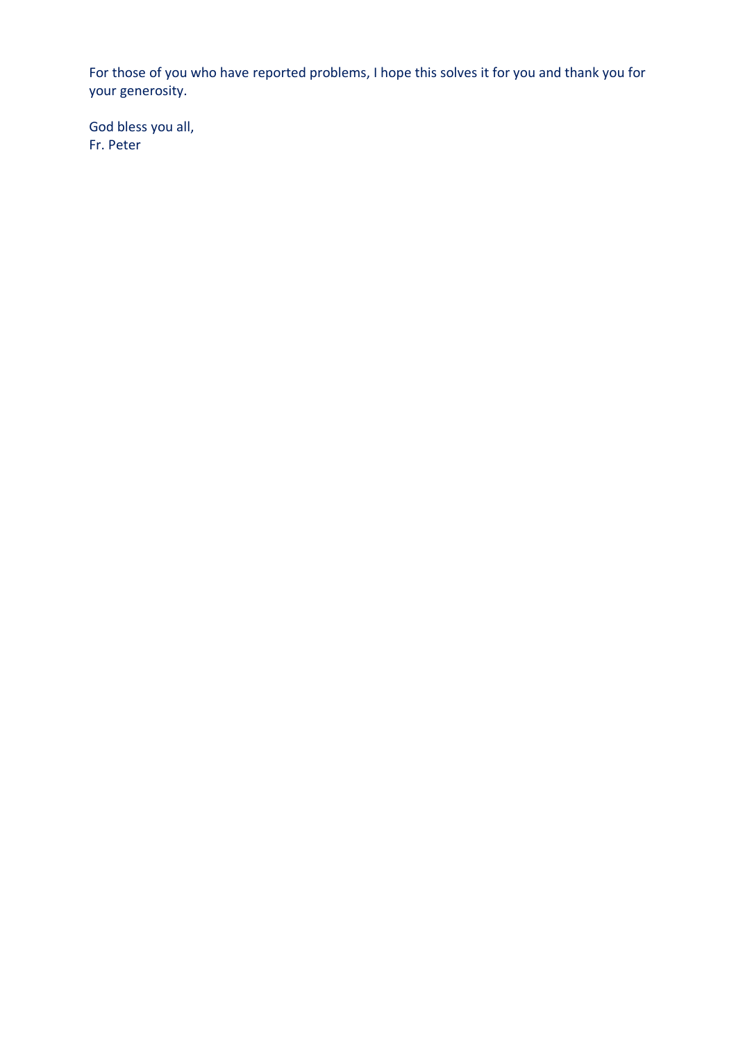For those of you who have reported problems, I hope this solves it for you and thank you for your generosity.

God bless you all,
Fr. Peter